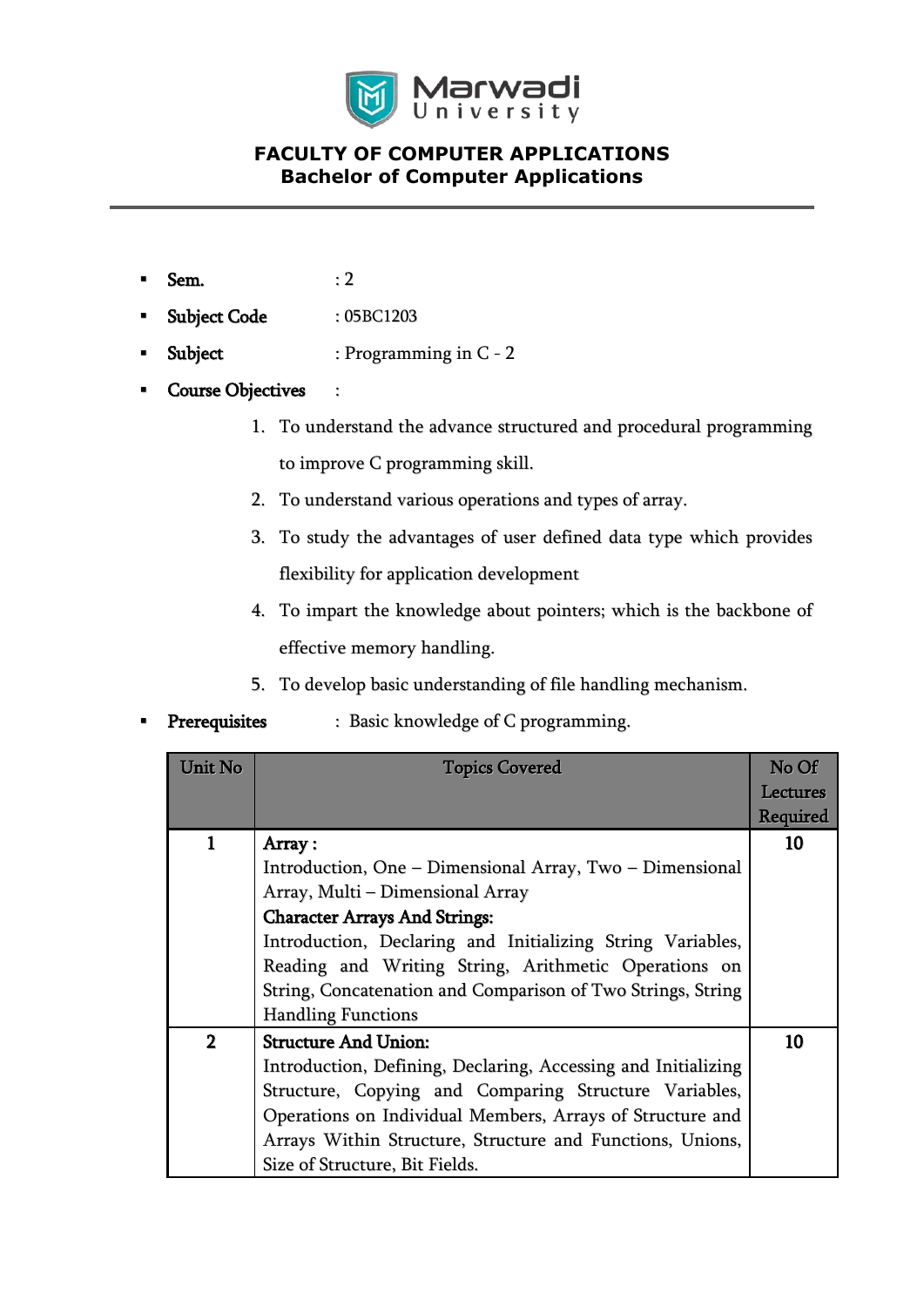# FACULTY OF COMPUTER APPLICATIONS
## Bachelor of Computer Applications

- **Sem.** : 2
- **Subject Code** : 05BC1203
- **Subject** : Programming in C - 2
- **Course Objectives** :
  1. To understand the advance structured and procedural programming to improve C programming skill.
  2. To understand various operations and types of array.
  3. To study the advantages of user defined data type which provides flexibility for application development
  4. To impart the knowledge about pointers; which is the backbone of effective memory handling.
  5. To develop basic understanding of file handling mechanism.
- **Prerequisites** : Basic knowledge of C programming.

| Unit No | Topics Covered | No Of Lectures Required |
|---|---|---|
| 1 | **Array :** Introduction, One – Dimensional Array, Two – Dimensional Array, Multi – Dimensional Array **Character Arrays And Strings:** Introduction, Declaring and Initializing String Variables, Reading and Writing String, Arithmetic Operations on String, Concatenation and Comparison of Two Strings, String Handling Functions | 10 |
| 2 | **Structure And Union:** Introduction, Defining, Declaring, Accessing and Initializing Structure, Copying and Comparing Structure Variables, Operations on Individual Members, Arrays of Structure and Arrays Within Structure, Structure and Functions, Unions, Size of Structure, Bit Fields. | 10 |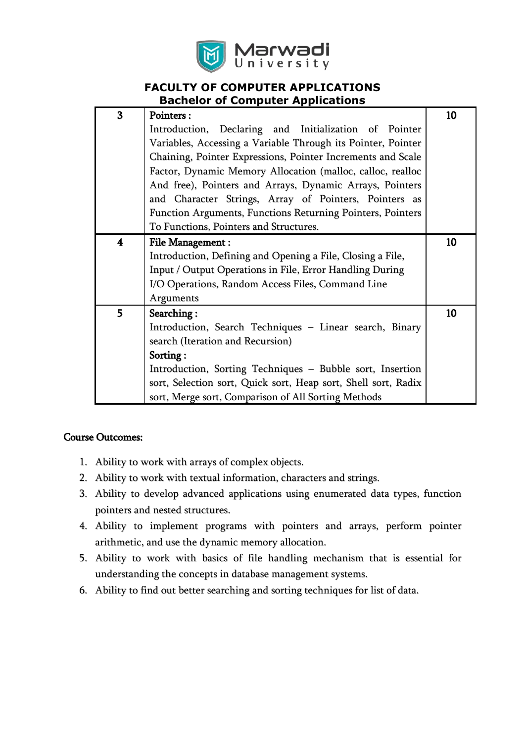**FACULTY OF COMPUTER APPLICATIONS**
**Bachelor of Computer Applications**

| | | |
|---|---|---|
| 3 | **Pointers :**<br>Introduction, Declaring and Initialization of Pointer Variables, Accessing a Variable Through its Pointer, Pointer Chaining, Pointer Expressions, Pointer Increments and Scale Factor, Dynamic Memory Allocation (malloc, calloc, realloc And free), Pointers and Arrays, Dynamic Arrays, Pointers and Character Strings, Array of Pointers, Pointers as Function Arguments, Functions Returning Pointers, Pointers To Functions, Pointers and Structures. | 10 |
| 4 | **File Management :**<br>Introduction, Defining and Opening a File, Closing a File, Input / Output Operations in File, Error Handling During I/O Operations, Random Access Files, Command Line Arguments | 10 |
| 5 | **Searching :**<br>Introduction, Search Techniques – Linear search, Binary search (Iteration and Recursion)<br>**Sorting :**<br>Introduction, Sorting Techniques – Bubble sort, Insertion sort, Selection sort, Quick sort, Heap sort, Shell sort, Radix sort, Merge sort, Comparison of All Sorting Methods | 10 |

**Course Outcomes:**

1. Ability to work with arrays of complex objects.
2. Ability to work with textual information, characters and strings.
3. Ability to develop advanced applications using enumerated data types, function pointers and nested structures.
4. Ability to implement programs with pointers and arrays, perform pointer arithmetic, and use the dynamic memory allocation.
5. Ability to work with basics of file handling mechanism that is essential for understanding the concepts in database management systems.
6. Ability to find out better searching and sorting techniques for list of data.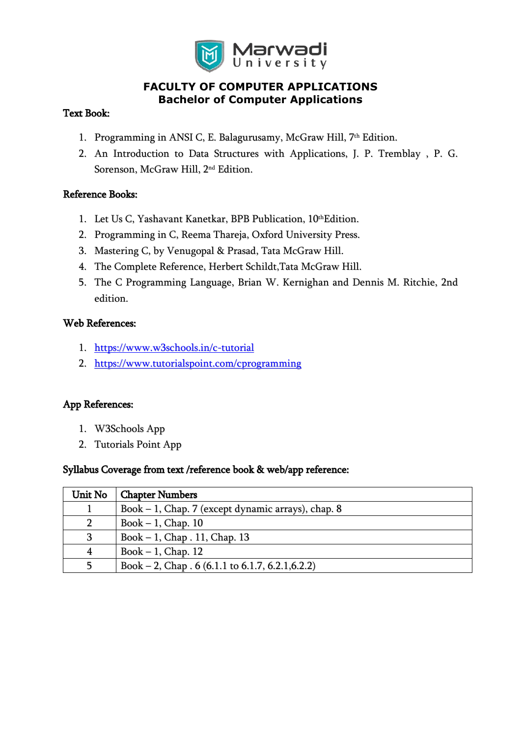Marwadi University

## FACULTY OF COMPUTER APPLICATIONS
## Bachelor of Computer Applications

**Text Book:**

1. Programming in ANSI C, E. Balagurusamy, McGraw Hill, 7th Edition.
2. An Introduction to Data Structures with Applications, J. P. Tremblay , P. G. Sorenson, McGraw Hill, 2nd Edition.

**Reference Books:**

1. Let Us C, Yashavant Kanetkar, BPB Publication, 10thEdition.
2. Programming in C, Reema Thareja, Oxford University Press.
3. Mastering C, by Venugopal & Prasad, Tata McGraw Hill.
4. The Complete Reference, Herbert Schildt,Tata McGraw Hill.
5. The C Programming Language, Brian W. Kernighan and Dennis M. Ritchie, 2nd edition.

**Web References:**

1. https://www.w3schools.in/c-tutorial
2. https://www.tutorialspoint.com/cprogramming

**App References:**

1. W3Schools App
2. Tutorials Point App

**Syllabus Coverage from text /reference book & web/app reference:**

| Unit No | Chapter Numbers |
|---|---|
| 1 | Book – 1, Chap. 7 (except dynamic arrays), chap. 8 |
| 2 | Book – 1, Chap. 10 |
| 3 | Book – 1, Chap . 11, Chap. 13 |
| 4 | Book – 1, Chap. 12 |
| 5 | Book – 2, Chap . 6 (6.1.1 to 6.1.7, 6.2.1,6.2.2) |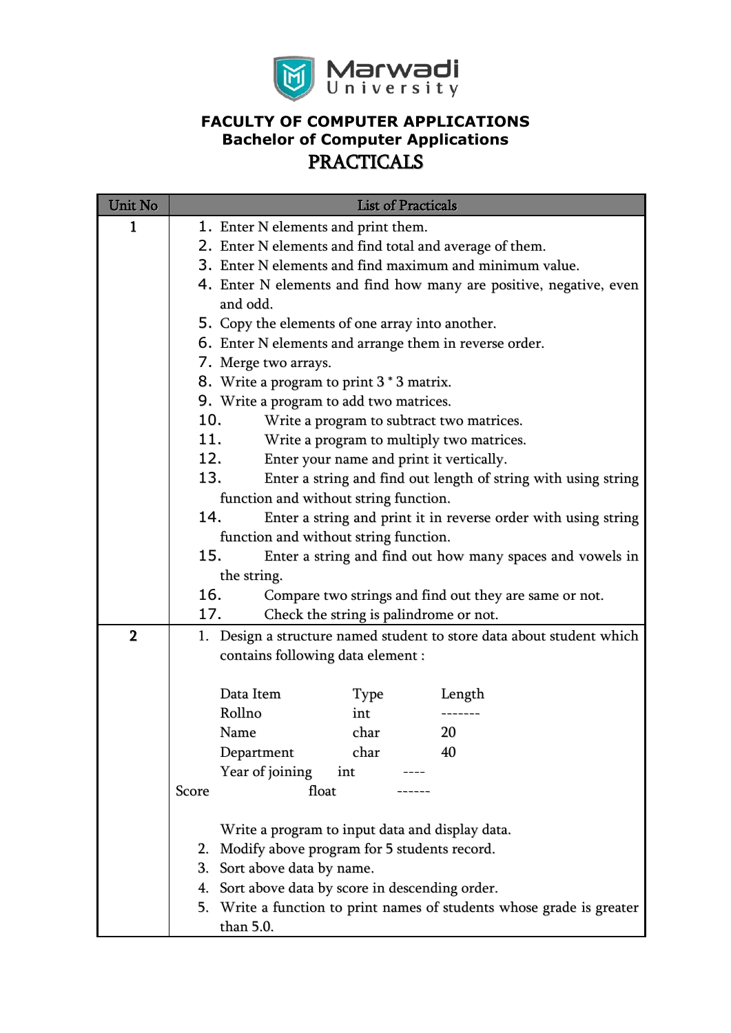**FACULTY OF COMPUTER APPLICATIONS**
**Bachelor of Computer Applications**

# PRACTICALS

| Unit No | List of Practicals |
|---|---|
| 1 | 1. Enter N elements and print them.<br>2. Enter N elements and find total and average of them.<br>3. Enter N elements and find maximum and minimum value.<br>4. Enter N elements and find how many are positive, negative, even and odd.<br>5. Copy the elements of one array into another.<br>6. Enter N elements and arrange them in reverse order.<br>7. Merge two arrays.<br>8. Write a program to print 3 * 3 matrix.<br>9. Write a program to add two matrices.<br>10. Write a program to subtract two matrices.<br>11. Write a program to multiply two matrices.<br>12. Enter your name and print it vertically.<br>13. Enter a string and find out length of string with using string function and without string function.<br>14. Enter a string and print it in reverse order with using string function and without string function.<br>15. Enter a string and find out how many spaces and vowels in the string.<br>16. Compare two strings and find out they are same or not.<br>17. Check the string is palindrome or not. |
| 2 | 1. Design a structure named student to store data about student which contains following data element :<br><br>Data Item — Type — Length<br>Rollno — int — -------<br>Name — char — 20<br>Department — char — 40<br>Year of joining — int — ----<br>Score — float — ------<br><br>Write a program to input data and display data.<br>2. Modify above program for 5 students record.<br>3. Sort above data by name.<br>4. Sort above data by score in descending order.<br>5. Write a function to print names of students whose grade is greater than 5.0. |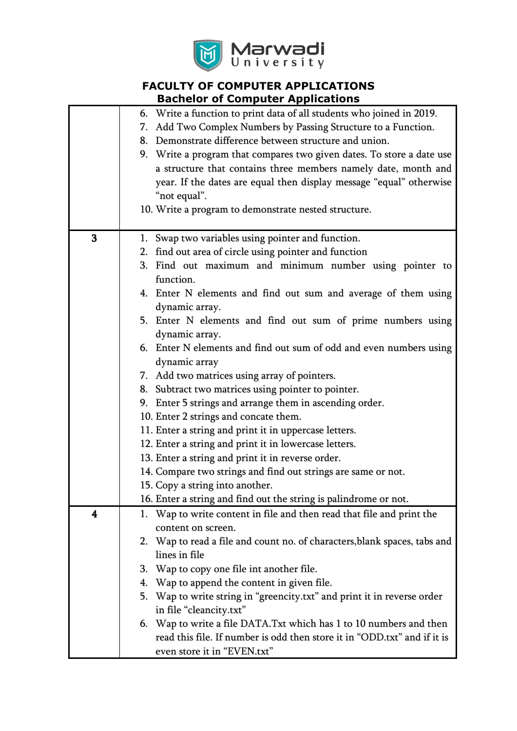# FACULTY OF COMPUTER APPLICATIONS

## Bachelor of Computer Applications

| | |
|---|---|
| | 6. Write a function to print data of all students who joined in 2019.<br>7. Add Two Complex Numbers by Passing Structure to a Function.<br>8. Demonstrate difference between structure and union.<br>9. Write a program that compares two given dates. To store a date use a structure that contains three members namely date, month and year. If the dates are equal then display message “equal” otherwise “not equal”.<br>10. Write a program to demonstrate nested structure. |
| 3 | 1. Swap two variables using pointer and function.<br>2. find out area of circle using pointer and function<br>3. Find out maximum and minimum number using pointer to function.<br>4. Enter N elements and find out sum and average of them using dynamic array.<br>5. Enter N elements and find out sum of prime numbers using dynamic array.<br>6. Enter N elements and find out sum of odd and even numbers using dynamic array<br>7. Add two matrices using array of pointers.<br>8. Subtract two matrices using pointer to pointer.<br>9. Enter 5 strings and arrange them in ascending order.<br>10. Enter 2 strings and concate them.<br>11. Enter a string and print it in uppercase letters.<br>12. Enter a string and print it in lowercase letters.<br>13. Enter a string and print it in reverse order.<br>14. Compare two strings and find out strings are same or not.<br>15. Copy a string into another.<br>16. Enter a string and find out the string is palindrome or not. |
| 4 | 1. Wap to write content in file and then read that file and print the content on screen.<br>2. Wap to read a file and count no. of characters,blank spaces, tabs and lines in file<br>3. Wap to copy one file int another file.<br>4. Wap to append the content in given file.<br>5. Wap to write string in “greencity.txt” and print it in reverse order in file “cleancity.txt”<br>6. Wap to write a file DATA.Txt which has 1 to 10 numbers and then read this file. If number is odd then store it in “ODD.txt” and if it is even store it in “EVEN.txt” |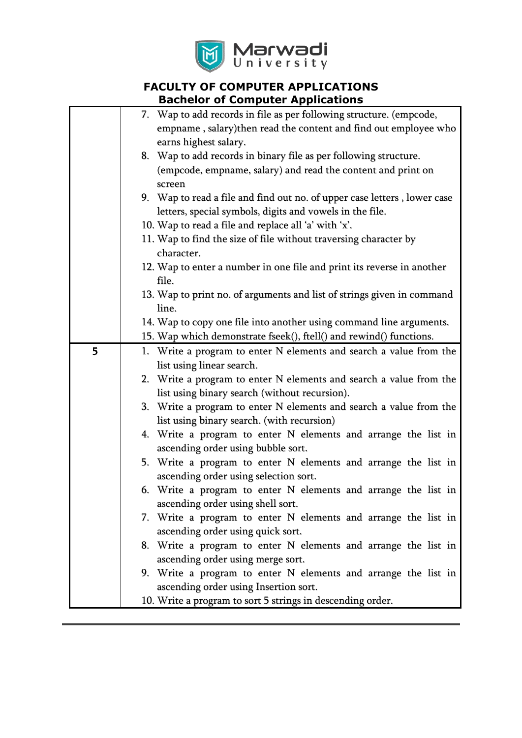**FACULTY OF COMPUTER APPLICATIONS**
**Bachelor of Computer Applications**

| | |
|---|---|
| | 7. Wap to add records in file as per following structure. (empcode, empname , salary)then read the content and find out employee who earns highest salary.<br>8. Wap to add records in binary file as per following structure. (empcode, empname, salary) and read the content and print on screen<br>9. Wap to read a file and find out no. of upper case letters , lower case letters, special symbols, digits and vowels in the file.<br>10. Wap to read a file and replace all 'a' with 'x'.<br>11. Wap to find the size of file without traversing character by character.<br>12. Wap to enter a number in one file and print its reverse in another file.<br>13. Wap to print no. of arguments and list of strings given in command line.<br>14. Wap to copy one file into another using command line arguments.<br>15. Wap which demonstrate fseek(), ftell() and rewind() functions. |
| **5** | 1. Write a program to enter N elements and search a value from the list using linear search.<br>2. Write a program to enter N elements and search a value from the list using binary search (without recursion).<br>3. Write a program to enter N elements and search a value from the list using binary search. (with recursion)<br>4. Write a program to enter N elements and arrange the list in ascending order using bubble sort.<br>5. Write a program to enter N elements and arrange the list in ascending order using selection sort.<br>6. Write a program to enter N elements and arrange the list in ascending order using shell sort.<br>7. Write a program to enter N elements and arrange the list in ascending order using quick sort.<br>8. Write a program to enter N elements and arrange the list in ascending order using merge sort.<br>9. Write a program to enter N elements and arrange the list in ascending order using Insertion sort.<br>10. Write a program to sort 5 strings in descending order. |